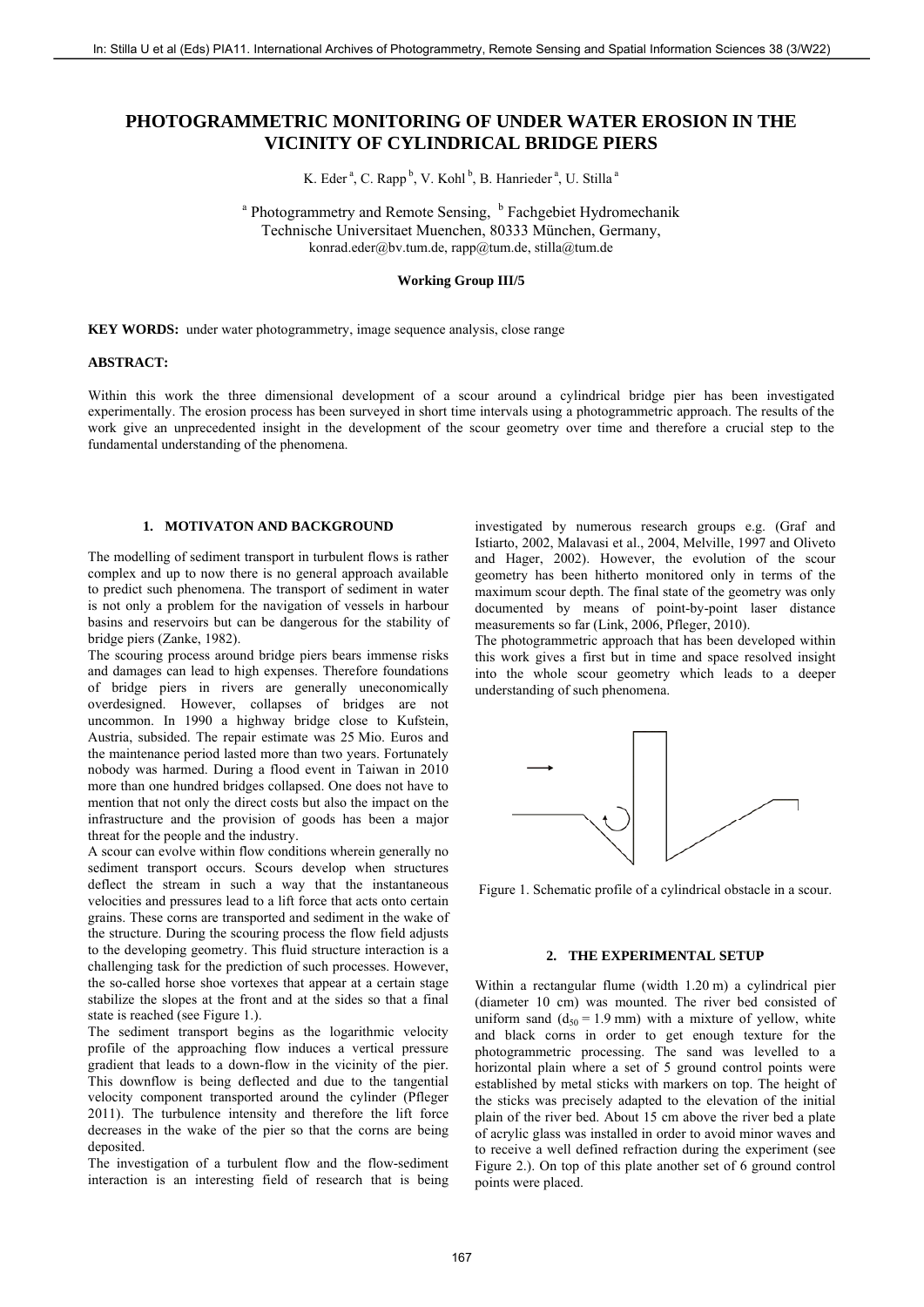# PHOTOGRAMMETRIC MONITORING OF UNDER WATER EROSION IN THE VICINITY OF CYLINDRICAL BRIDGE PIERS

K. Eder [a], C. Rapp [b], V. Kohl [b], B. Hanrieder [a], U. Stilla [a]

[a] Photogrammetry and Remote Sensing, [b] Fachgebiet Hydromechanik
Technische Universitaet Muenchen, 80333 München, Germany,
konrad.eder@bv.tum.de, rapp@tum.de, stilla@tum.de

**Working Group III/5**

**KEY WORDS:** under water photogrammetry, image sequence analysis, close range

**ABSTRACT:**

Within this work the three dimensional development of a scour around a cylindrical bridge pier has been investigated experimentally. The erosion process has been surveyed in short time intervals using a photogrammetric approach. The results of the work give an unprecedented insight in the development of the scour geometry over time and therefore a crucial step to the fundamental understanding of the phenomena.

## 1. MOTIVATON AND BACKGROUND

The modelling of sediment transport in turbulent flows is rather complex and up to now there is no general approach available to predict such phenomena. The transport of sediment in water is not only a problem for the navigation of vessels in harbour basins and reservoirs but can be dangerous for the stability of bridge piers (Zanke, 1982).

The scouring process around bridge piers bears immense risks and damages can lead to high expenses. Therefore foundations of bridge piers in rivers are generally uneconomically overdesigned. However, collapses of bridges are not uncommon. In 1990 a highway bridge close to Kufstein, Austria, subsided. The repair estimate was 25 Mio. Euros and the maintenance period lasted more than two years. Fortunately nobody was harmed. During a flood event in Taiwan in 2010 more than one hundred bridges collapsed. One does not have to mention that not only the direct costs but also the impact on the infrastructure and the provision of goods has been a major threat for the people and the industry.

A scour can evolve within flow conditions wherein generally no sediment transport occurs. Scours develop when structures deflect the stream in such a way that the instantaneous velocities and pressures lead to a lift force that acts onto certain grains. These corns are transported and sediment in the wake of the structure. During the scouring process the flow field adjusts to the developing geometry. This fluid structure interaction is a challenging task for the prediction of such processes. However, the so-called horse shoe vortexes that appear at a certain stage stabilize the slopes at the front and at the sides so that a final state is reached (see Figure 1.).

The sediment transport begins as the logarithmic velocity profile of the approaching flow induces a vertical pressure gradient that leads to a down-flow in the vicinity of the pier. This downflow is being deflected and due to the tangential velocity component transported around the cylinder (Pfleger 2011). The turbulence intensity and therefore the lift force decreases in the wake of the pier so that the corns are being deposited.

The investigation of a turbulent flow and the flow-sediment interaction is an interesting field of research that is being investigated by numerous research groups e.g. (Graf and Istiarto, 2002, Malavasi et al., 2004, Melville, 1997 and Oliveto and Hager, 2002). However, the evolution of the scour geometry has been hitherto monitored only in terms of the maximum scour depth. The final state of the geometry was only documented by means of point-by-point laser distance measurements so far (Link, 2006, Pfleger, 2010).

The photogrammetric approach that has been developed within this work gives a first but in time and space resolved insight into the whole scour geometry which leads to a deeper understanding of such phenomena.

Figure 1. Schematic profile of a cylindrical obstacle in a scour.

## 2. THE EXPERIMENTAL SETUP

Within a rectangular flume (width 1.20 m) a cylindrical pier (diameter 10 cm) was mounted. The river bed consisted of uniform sand ($d_{50}$ = 1.9 mm) with a mixture of yellow, white and black corns in order to get enough texture for the photogrammetric processing. The sand was levelled to a horizontal plain where a set of 5 ground control points were established by metal sticks with markers on top. The height of the sticks was precisely adapted to the elevation of the initial plain of the river bed. About 15 cm above the river bed a plate of acrylic glass was installed in order to avoid minor waves and to receive a well defined refraction during the experiment (see Figure 2.). On top of this plate another set of 6 ground control points were placed.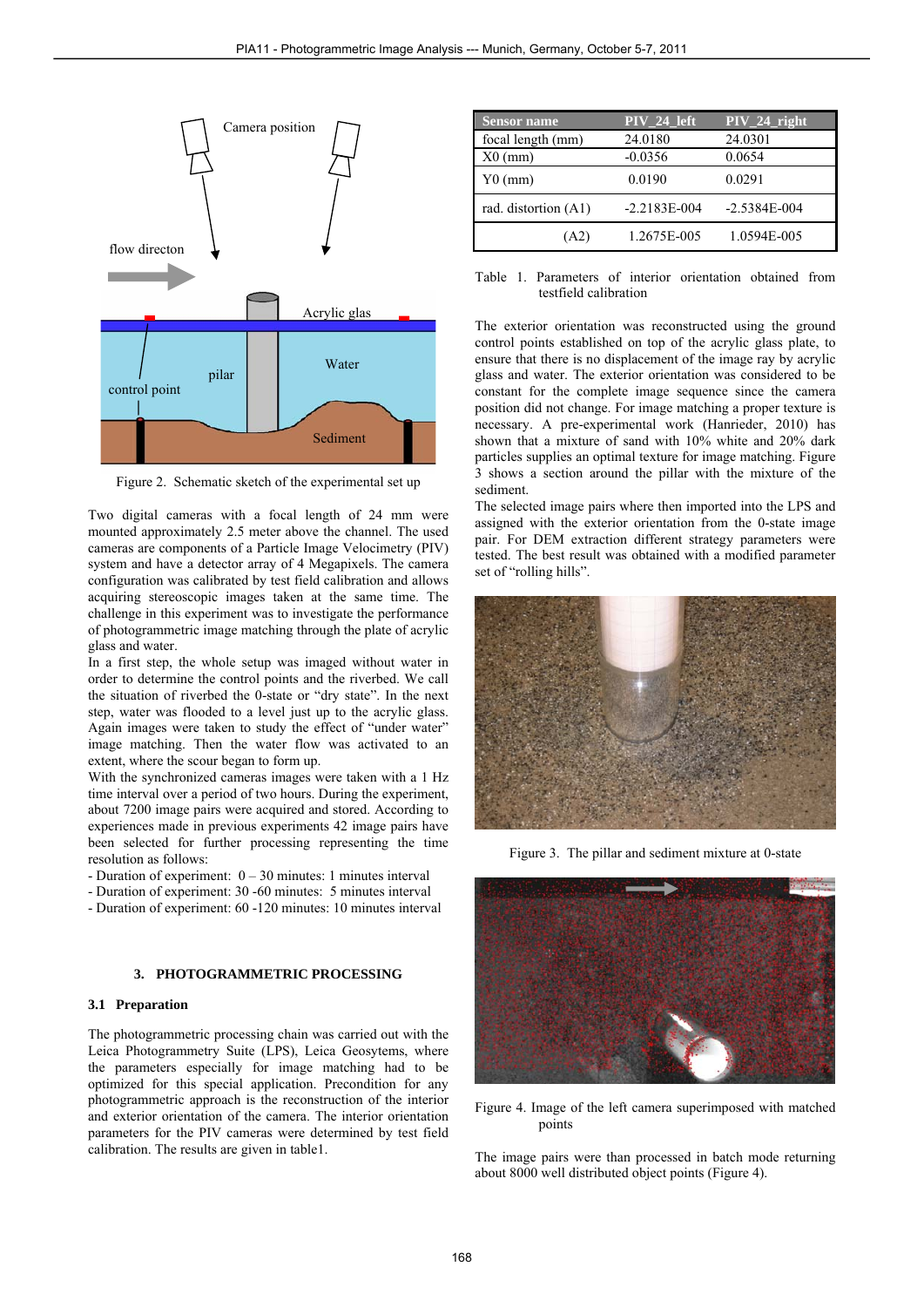Figure 2. Schematic sketch of the experimental set up

Two digital cameras with a focal length of 24 mm were mounted approximately 2.5 meter above the channel. The used cameras are components of a Particle Image Velocimetry (PIV) system and have a detector array of 4 Megapixels. The camera configuration was calibrated by test field calibration and allows acquiring stereoscopic images taken at the same time. The challenge in this experiment was to investigate the performance of photogrammetric image matching through the plate of acrylic glass and water.

In a first step, the whole setup was imaged without water in order to determine the control points and the riverbed. We call the situation of riverbed the 0-state or "dry state". In the next step, water was flooded to a level just up to the acrylic glass. Again images were taken to study the effect of "under water" image matching. Then the water flow was activated to an extent, where the scour began to form up.

With the synchronized cameras images were taken with a 1 Hz time interval over a period of two hours. During the experiment, about 7200 image pairs were acquired and stored. According to experiences made in previous experiments 42 image pairs have been selected for further processing representing the time resolution as follows:

- Duration of experiment: 0 – 30 minutes: 1 minutes interval
- Duration of experiment: 30 -60 minutes: 5 minutes interval
- Duration of experiment: 60 -120 minutes: 10 minutes interval

## 3. PHOTOGRAMMETRIC PROCESSING

### 3.1 Preparation

The photogrammetric processing chain was carried out with the Leica Photogrammetry Suite (LPS), Leica Geosystems, where the parameters especially for image matching had to be optimized for this special application. Precondition for any photogrammetric approach is the reconstruction of the interior and exterior orientation of the camera. The interior orientation parameters for the PIV cameras were determined by test field calibration. The results are given in table1.

| Sensor name | PIV_24_left | PIV_24_right |
|---|---|---|
| focal length (mm) | 24.0180 | 24.0301 |
| X0 (mm) | -0.0356 | 0.0654 |
| Y0 (mm) | 0.0190 | 0.0291 |
| rad. distortion (A1) | -2.2183E-004 | -2.5384E-004 |
| (A2) | 1.2675E-005 | 1.0594E-005 |

Table 1. Parameters of interior orientation obtained from testfield calibration

The exterior orientation was reconstructed using the ground control points established on top of the acrylic glass plate, to ensure that there is no displacement of the image ray by acrylic glass and water. The exterior orientation was considered to be constant for the complete image sequence since the camera position did not change. For image matching a proper texture is necessary. A pre-experimental work (Hanrieder, 2010) has shown that a mixture of sand with 10% white and 20% dark particles supplies an optimal texture for image matching. Figure 3 shows a section around the pillar with the mixture of the sediment.

The selected image pairs where then imported into the LPS and assigned with the exterior orientation from the 0-state image pair. For DEM extraction different strategy parameters were tested. The best result was obtained with a modified parameter set of "rolling hills".

Figure 3. The pillar and sediment mixture at 0-state

Figure 4. Image of the left camera superimposed with matched points

The image pairs were than processed in batch mode returning about 8000 well distributed object points (Figure 4).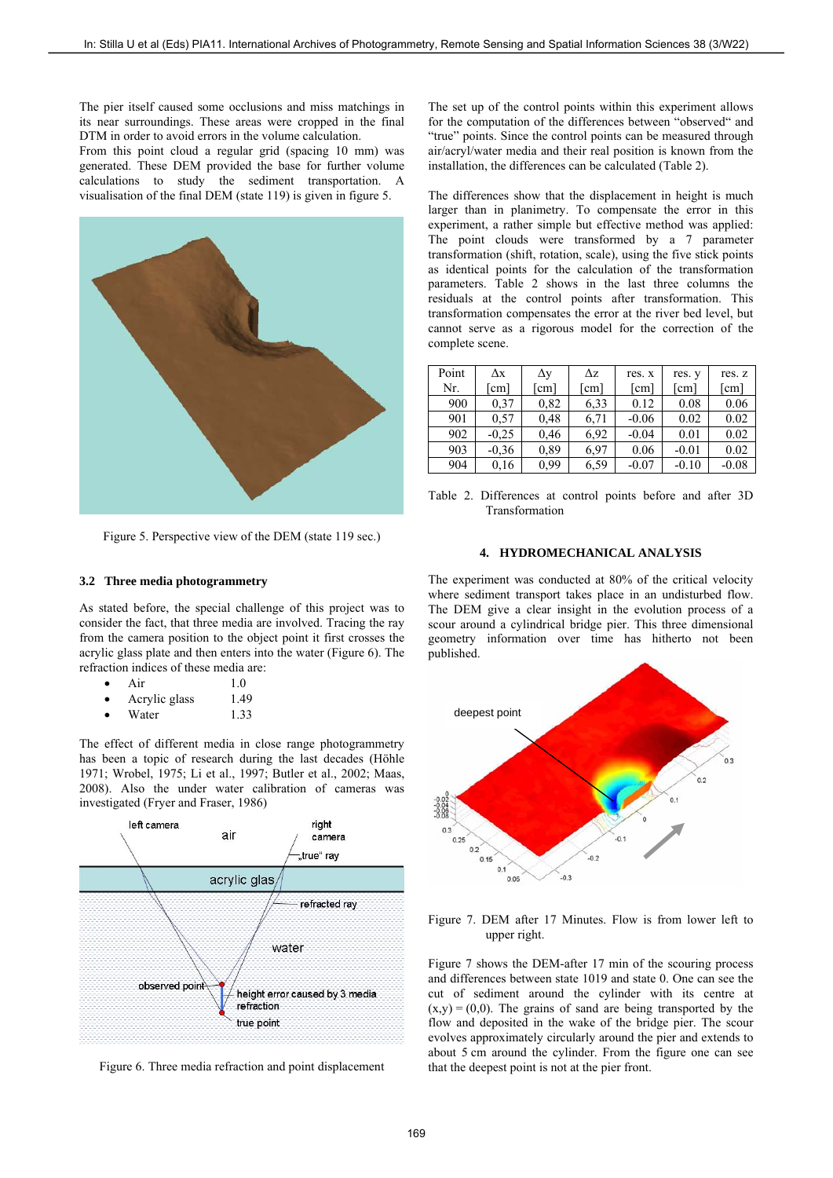The pier itself caused some occlusions and miss matchings in its near surroundings. These areas were cropped in the final DTM in order to avoid errors in the volume calculation.
From this point cloud a regular grid (spacing 10 mm) was generated. These DEM provided the base for further volume calculations to study the sediment transportation. A visualisation of the final DEM (state 119) is given in figure 5.

Figure 5. Perspective view of the DEM (state 119 sec.)

### 3.2 Three media photogrammetry

As stated before, the special challenge of this project was to consider the fact, that three media are involved. Tracing the ray from the camera position to the object point it first crosses the acrylic glass plate and then enters into the water (Figure 6). The refraction indices of these media are:

- Air 1.0
- Acrylic glass 1.49
- Water 1.33

The effect of different media in close range photogrammetry has been a topic of research during the last decades (Höhle 1971; Wrobel, 1975; Li et al., 1997; Butler et al., 2002; Maas, 2008). Also the under water calibration of cameras was investigated (Fryer and Fraser, 1986)

Figure 6. Three media refraction and point displacement

The set up of the control points within this experiment allows for the computation of the differences between "observed" and "true" points. Since the control points can be measured through air/acryl/water media and their real position is known from the installation, the differences can be calculated (Table 2).

The differences show that the displacement in height is much larger than in planimetry. To compensate the error in this experiment, a rather simple but effective method was applied: The point clouds were transformed by a 7 parameter transformation (shift, rotation, scale), using the five stick points as identical points for the calculation of the transformation parameters. Table 2 shows in the last three columns the residuals at the control points after transformation. This transformation compensates the error at the river bed level, but cannot serve as a rigorous model for the correction of the complete scene.

| Point Nr. | Δx [cm] | Δy [cm] | Δz [cm] | res. x [cm] | res. y [cm] | res. z [cm] |
|---|---|---|---|---|---|---|
| 900 | 0,37 | 0,82 | 6,33 | 0.12 | 0.08 | 0.06 |
| 901 | 0,57 | 0,48 | 6,71 | -0.06 | 0.02 | 0.02 |
| 902 | -0,25 | 0,46 | 6,92 | -0.04 | 0.01 | 0.02 |
| 903 | -0,36 | 0,89 | 6,97 | 0.06 | -0.01 | 0.02 |
| 904 | 0,16 | 0,99 | 6,59 | -0.07 | -0.10 | -0.08 |

Table 2. Differences at control points before and after 3D Transformation

## 4. HYDROMECHANICAL ANALYSIS

The experiment was conducted at 80% of the critical velocity where sediment transport takes place in an undisturbed flow. The DEM give a clear insight in the evolution process of a scour around a cylindrical bridge pier. This three dimensional geometry information over time has hitherto not been published.

Figure 7. DEM after 17 Minutes. Flow is from lower left to upper right.

Figure 7 shows the DEM-after 17 min of the scouring process and differences between state 1019 and state 0. One can see the cut of sediment around the cylinder with its centre at (x,y) = (0,0). The grains of sand are being transported by the flow and deposited in the wake of the bridge pier. The scour evolves approximately circularly around the pier and extends to about 5 cm around the cylinder. From the figure one can see that the deepest point is not at the pier front.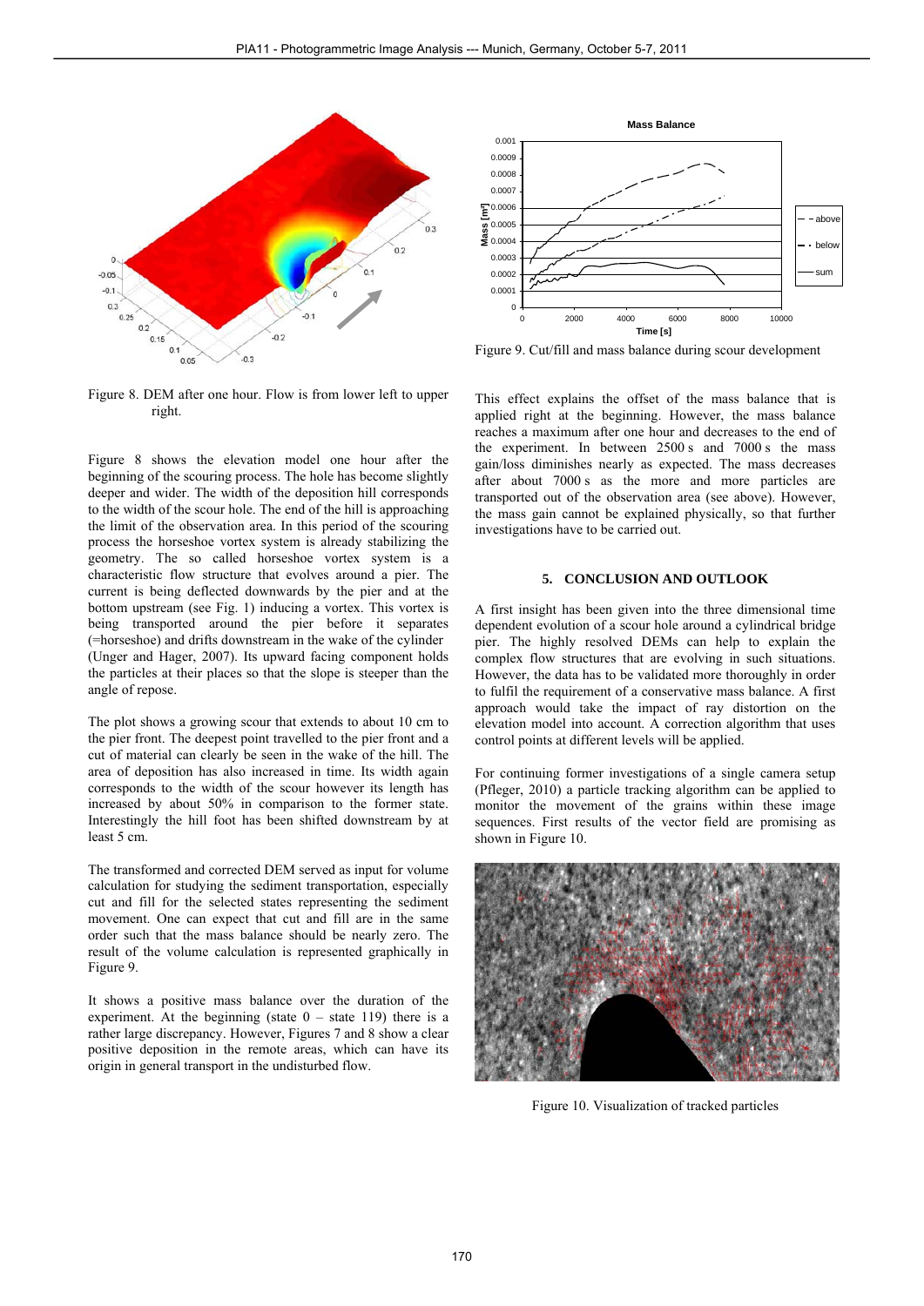Figure 8. DEM after one hour. Flow is from lower left to upper right.

Figure 8 shows the elevation model one hour after the beginning of the scouring process. The hole has become slightly deeper and wider. The width of the deposition hill corresponds to the width of the scour hole. The end of the hill is approaching the limit of the observation area. In this period of the scouring process the horseshoe vortex system is already stabilizing the geometry. The so called horseshoe vortex system is a characteristic flow structure that evolves around a pier. The current is being deflected downwards by the pier and at the bottom upstream (see Fig. 1) inducing a vortex. This vortex is being transported around the pier before it separates (=horseshoe) and drifts downstream in the wake of the cylinder (Unger and Hager, 2007). Its upward facing component holds the particles at their places so that the slope is steeper than the angle of repose.

The plot shows a growing scour that extends to about 10 cm to the pier front. The deepest point travelled to the pier front and a cut of material can clearly be seen in the wake of the hill. The area of deposition has also increased in time. Its width again corresponds to the width of the scour however its length has increased by about 50% in comparison to the former state. Interestingly the hill foot has been shifted downstream by at least 5 cm.

The transformed and corrected DEM served as input for volume calculation for studying the sediment transportation, especially cut and fill for the selected states representing the sediment movement. One can expect that cut and fill are in the same order such that the mass balance should be nearly zero. The result of the volume calculation is represented graphically in Figure 9.

It shows a positive mass balance over the duration of the experiment. At the beginning (state 0 – state 119) there is a rather large discrepancy. However, Figures 7 and 8 show a clear positive deposition in the remote areas, which can have its origin in general transport in the undisturbed flow.

Figure 9. Cut/fill and mass balance during scour development

This effect explains the offset of the mass balance that is applied right at the beginning. However, the mass balance reaches a maximum after one hour and decreases to the end of the experiment. In between 2500 s and 7000 s the mass gain/loss diminishes nearly as expected. The mass decreases after about 7000 s as the more and more particles are transported out of the observation area (see above). However, the mass gain cannot be explained physically, so that further investigations have to be carried out.

## 5. CONCLUSION AND OUTLOOK

A first insight has been given into the three dimensional time dependent evolution of a scour hole around a cylindrical bridge pier. The highly resolved DEMs can help to explain the complex flow structures that are evolving in such situations. However, the data has to be validated more thoroughly in order to fulfil the requirement of a conservative mass balance. A first approach would take the impact of ray distortion on the elevation model into account. A correction algorithm that uses control points at different levels will be applied.

For continuing former investigations of a single camera setup (Pfleger, 2010) a particle tracking algorithm can be applied to monitor the movement of the grains within these image sequences. First results of the vector field are promising as shown in Figure 10.

Figure 10. Visualization of tracked particles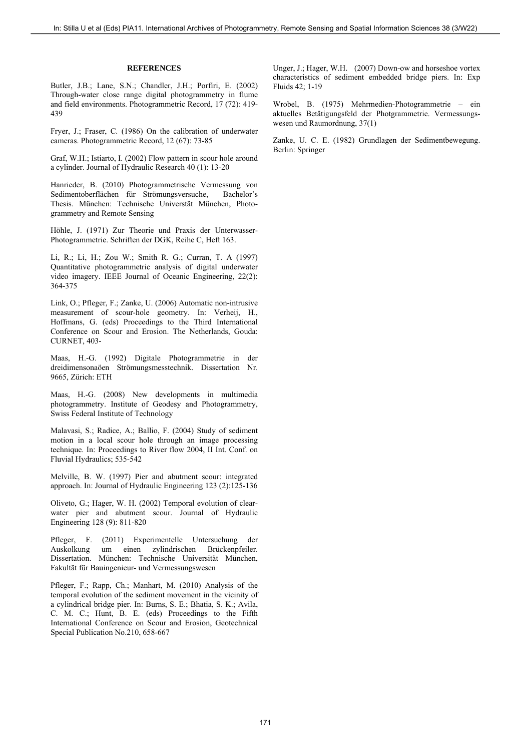**REFERENCES**

Butler, J.B.; Lane, S.N.; Chandler, J.H.; Porfiri, E. (2002) Through-water close range digital photogrammetry in flume and field environments. Photogrammetric Record, 17 (72): 419-439

Fryer, J.; Fraser, C. (1986) On the calibration of underwater cameras. Photogrammetric Record, 12 (67): 73-85

Graf, W.H.; Istiarto, I. (2002) Flow pattern in scour hole around a cylinder. Journal of Hydraulic Research 40 (1): 13-20

Hanrieder, B. (2010) Photogrammetrische Vermessung von Sedimentoberflächen für Strömungsversuche, Bachelor's Thesis. München: Technische Universtät München, Photogrammetry and Remote Sensing

Höhle, J. (1971) Zur Theorie und Praxis der Unterwasser-Photogrammetrie. Schriften der DGK, Reihe C, Heft 163.

Li, R.; Li, H.; Zou W.; Smith R. G.; Curran, T. A (1997) Quantitative photogrammetric analysis of digital underwater video imagery. IEEE Journal of Oceanic Engineering, 22(2): 364-375

Link, O.; Pfleger, F.; Zanke, U. (2006) Automatic non-intrusive measurement of scour-hole geometry. In: Verheij, H., Hoffmans, G. (eds) Proceedings to the Third International Conference on Scour and Erosion. The Netherlands, Gouda: CURNET, 403-

Maas, H.-G. (1992) Digitale Photogrammetrie in der dreidimensonaöen Strömungsmesstechnik. Dissertation Nr. 9665, Zürich: ETH

Maas, H.-G. (2008) New developments in multimedia photogrammetry. Institute of Geodesy and Photogrammetry, Swiss Federal Institute of Technology

Malavasi, S.; Radice, A.; Ballio, F. (2004) Study of sediment motion in a local scour hole through an image processing technique. In: Proceedings to River flow 2004, II Int. Conf. on Fluvial Hydraulics; 535-542

Melville, B. W. (1997) Pier and abutment scour: integrated approach. In: Journal of Hydraulic Engineering 123 (2):125-136

Oliveto, G.; Hager, W. H. (2002) Temporal evolution of clear-water pier and abutment scour. Journal of Hydraulic Engineering 128 (9): 811-820

Pfleger, F. (2011) Experimentelle Untersuchung der Auskolkung um einen zylindrischen Brückenpfeiler. Dissertation. München: Technische Universität München, Fakultät für Bauingenieur- und Vermessungswesen

Pfleger, F.; Rapp, Ch.; Manhart, M. (2010) Analysis of the temporal evolution of the sediment movement in the vicinity of a cylindrical bridge pier. In: Burns, S. E.; Bhatia, S. K.; Avila, C. M. C.; Hunt, B. E. (eds) Proceedings to the Fifth International Conference on Scour and Erosion, Geotechnical Special Publication No.210, 658-667

Unger, J.; Hager, W.H. (2007) Down-ow and horseshoe vortex characteristics of sediment embedded bridge piers. In: Exp Fluids 42; 1-19

Wrobel, B. (1975) Mehrmedien-Photogrammetrie – ein aktuelles Betätigungsfeld der Photgrammetrie. Vermessungswesen und Raumordnung, 37(1)

Zanke, U. C. E. (1982) Grundlagen der Sedimentbewegung. Berlin: Springer